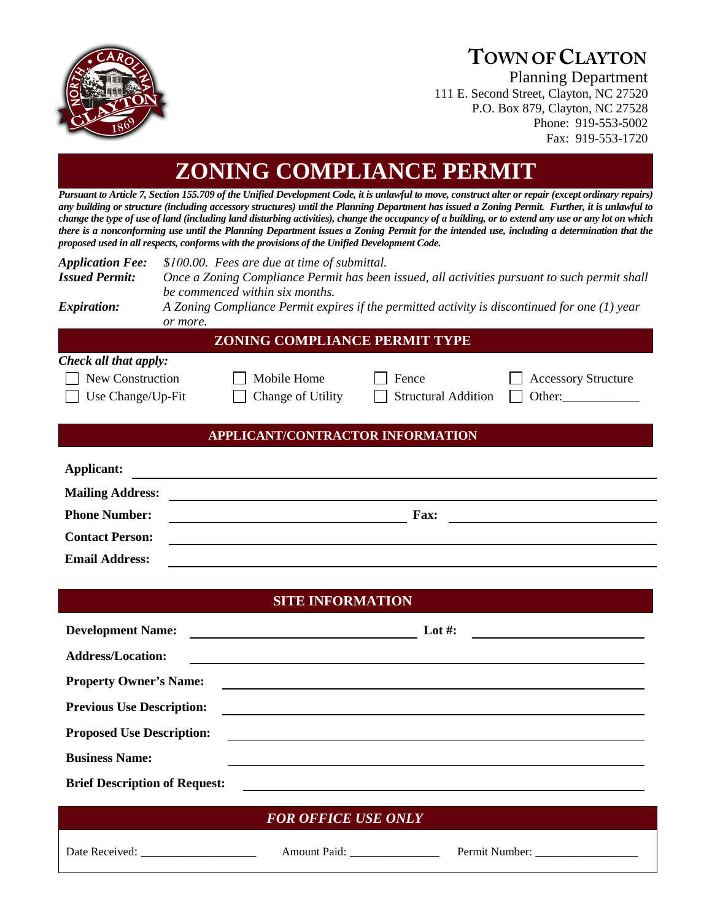# TOWN OF CLAYTON

Planning Department
111 E. Second Street, Clayton, NC 27520
P.O. Box 879, Clayton, NC 27528
Phone: 919-553-5002
Fax: 919-553-1720

# ZONING COMPLIANCE PERMIT

***Pursuant to Article 7, Section 155.709 of the Unified Development Code, it is unlawful to move, construct alter or repair (except ordinary repairs) any building or structure (including accessory structures) until the Planning Department has issued a Zoning Permit. Further, it is unlawful to change the type of use of land (including land disturbing activities), change the occupancy of a building, or to extend any use or any lot on which there is a nonconforming use until the Planning Department issues a Zoning Permit for the intended use, including a determination that the proposed used in all respects, conforms with the provisions of the Unified Development Code.***

***Application Fee:*** *$100.00. Fees are due at time of submittal.*

***Issued Permit:*** *Once a Zoning Compliance Permit has been issued, all activities pursuant to such permit shall be commenced within six months.*

***Expiration:*** *A Zoning Compliance Permit expires if the permitted activity is discontinued for one (1) year or more.*

## ZONING COMPLIANCE PERMIT TYPE

***Check all that apply:***

- ☐ New Construction
- ☐ Mobile Home
- ☐ Fence
- ☐ Accessory Structure
- ☐ Use Change/Up-Fit
- ☐ Change of Utility
- ☐ Structural Addition
- ☐ Other:___________

## APPLICANT/CONTRACTOR INFORMATION

**Applicant:** ______________________________

**Mailing Address:** ______________________________

**Phone Number:** ______________________ **Fax:** ______________________

**Contact Person:** ______________________________

**Email Address:** ______________________________

## SITE INFORMATION

**Development Name:** ______________________ **Lot #:** ______________________

**Address/Location:** ______________________________

**Property Owner's Name:** ______________________________

**Previous Use Description:** ______________________________

**Proposed Use Description:** ______________________________

**Business Name:** ______________________________

**Brief Description of Request:** ______________________________

## *FOR OFFICE USE ONLY*

Date Received: ________________ Amount Paid: ______________ Permit Number: ________________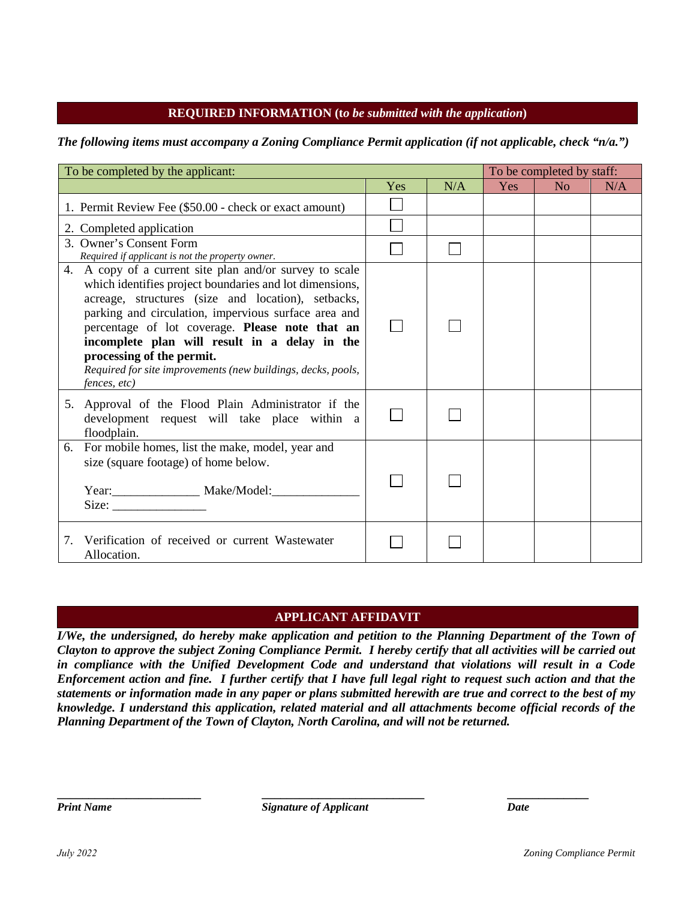## REQUIRED INFORMATION (*to be submitted with the application*)

***The following items must accompany a Zoning Compliance Permit application (if not applicable, check "n/a.")***

| To be completed by the applicant: | | | To be completed by staff: | | |
|---|---|---|---|---|---|
| | Yes | N/A | Yes | No | N/A |
| 1. Permit Review Fee ($50.00 - check or exact amount) | ☐ | | | | |
| 2. Completed application | ☐ | | | | |
| 3. Owner's Consent Form<br>*Required if applicant is not the property owner.* | ☐ | ☐ | | | |
| 4. A copy of a current site plan and/or survey to scale which identifies project boundaries and lot dimensions, acreage, structures (size and location), setbacks, parking and circulation, impervious surface area and percentage of lot coverage. **Please note that an incomplete plan will result in a delay in the processing of the permit.**<br>*Required for site improvements (new buildings, decks, pools, fences, etc)* | ☐ | ☐ | | | |
| 5. Approval of the Flood Plain Administrator if the development request will take place within a floodplain. | ☐ | ☐ | | | |
| 6. For mobile homes, list the make, model, year and size (square footage) of home below.<br>Year:______________ Make/Model:______________<br>Size: _______________ | ☐ | ☐ | | | |
| 7. Verification of received or current Wastewater Allocation. | ☐ | ☐ | | | |

## APPLICANT AFFIDAVIT

***I/We, the undersigned, do hereby make application and petition to the Planning Department of the Town of Clayton to approve the subject Zoning Compliance Permit. I hereby certify that all activities will be carried out in compliance with the Unified Development Code and understand that violations will result in a Code Enforcement action and fine. I further certify that I have full legal right to request such action and that the statements or information made in any paper or plans submitted herewith are true and correct to the best of my knowledge. I understand this application, related material and all attachments become official records of the Planning Department of the Town of Clayton, North Carolina, and will not be returned.***

________________________ ____________________________ ______________

***Print Name*** ***Signature of Applicant*** ***Date***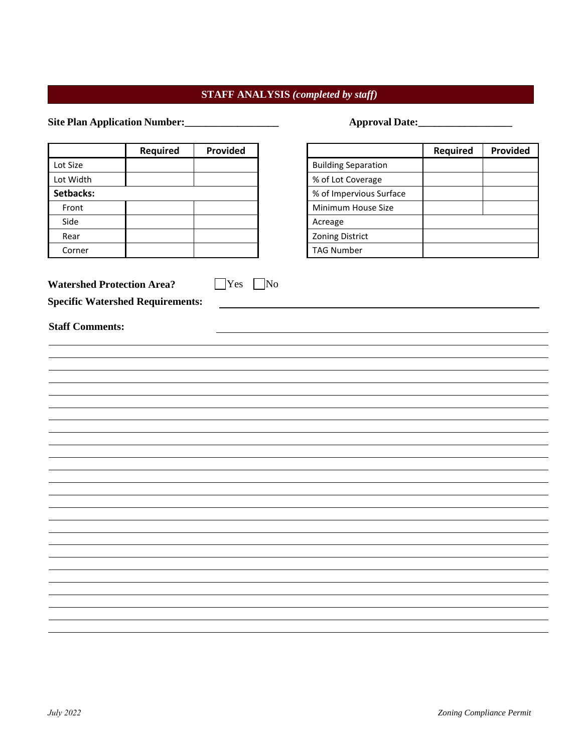## STAFF ANALYSIS *(completed by staff)*

**Site Plan Application Number:** __________________ **Approval Date:** __________________

| | Required | Provided |
|---|---|---|
| Lot Size | | |
| Lot Width | | |
| **Setbacks:** | | |
| Front | | |
| Side | | |
| Rear | | |
| Corner | | |

| | Required | Provided |
|---|---|---|
| Building Separation | | |
| % of Lot Coverage | | |
| % of Impervious Surface | | |
| Minimum House Size | | |
| Acreage | | |
| Zoning District | | |
| TAG Number | | |

**Watershed Protection Area?** ☐ Yes ☐ No

**Specific Watershed Requirements:** ____________________________________________

**Staff Comments:** ____________________________________________